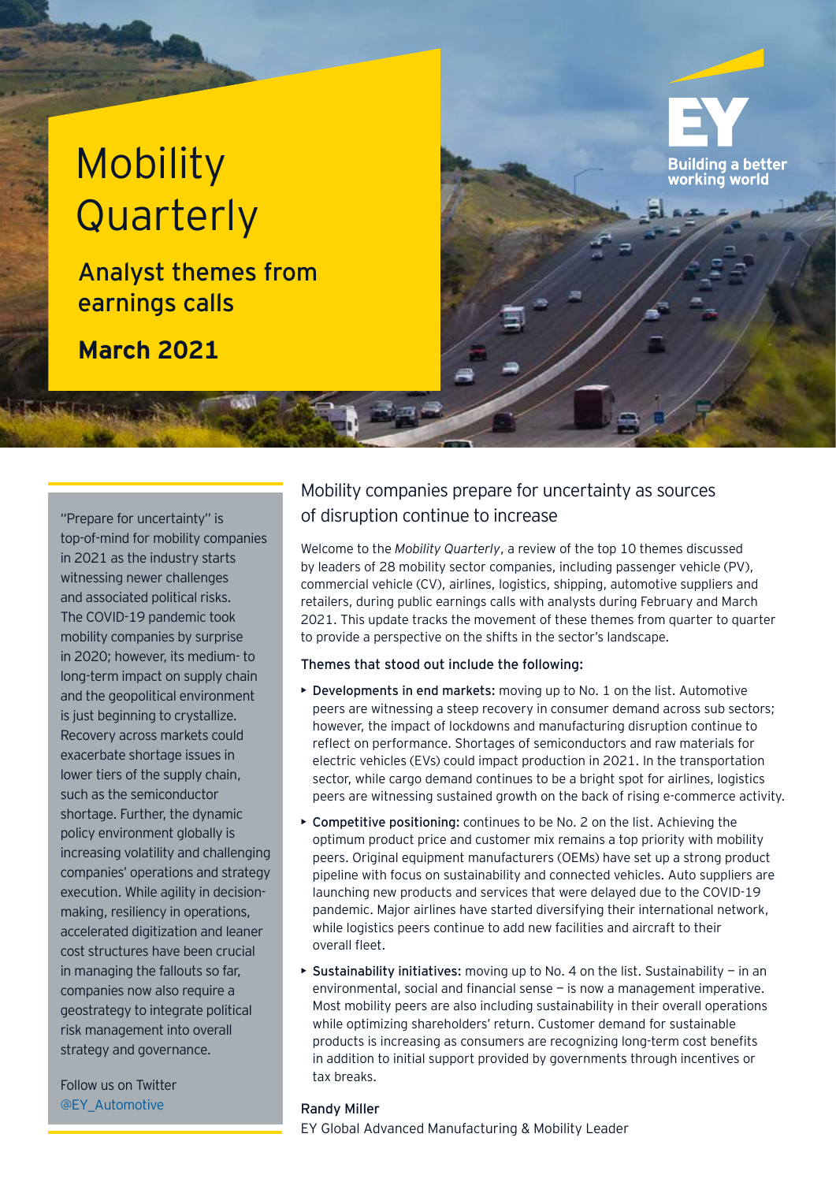# Mobility Quarterly

## Analyst themes from earnings calls

**March 2021**

Building a better working world

"Prepare for uncertainty" is top-of-mind for mobility companies in 2021 as the industry starts witnessing newer challenges and associated political risks. The COVID-19 pandemic took mobility companies by surprise in 2020; however, its medium- to long-term impact on supply chain and the geopolitical environment is just beginning to crystallize. Recovery across markets could exacerbate shortage issues in lower tiers of the supply chain, such as the semiconductor shortage. Further, the dynamic policy environment globally is increasing volatility and challenging companies' operations and strategy execution. While agility in decision-making, resiliency in operations, accelerated digitization and leaner cost structures have been crucial in managing the fallouts so far, companies now also require a geostrategy to integrate political risk management into overall strategy and governance.

Follow us on Twitter @EY_Automotive

## Mobility companies prepare for uncertainty as sources of disruption continue to increase

Welcome to the *Mobility Quarterly*, a review of the top 10 themes discussed by leaders of 28 mobility sector companies, including passenger vehicle (PV), commercial vehicle (CV), airlines, logistics, shipping, automotive suppliers and retailers, during public earnings calls with analysts during February and March 2021. This update tracks the movement of these themes from quarter to quarter to provide a perspective on the shifts in the sector's landscape.

Themes that stood out include the following:

- **Developments in end markets:** moving up to No. 1 on the list. Automotive peers are witnessing a steep recovery in consumer demand across sub sectors; however, the impact of lockdowns and manufacturing disruption continue to reflect on performance. Shortages of semiconductors and raw materials for electric vehicles (EVs) could impact production in 2021. In the transportation sector, while cargo demand continues to be a bright spot for airlines, logistics peers are witnessing sustained growth on the back of rising e-commerce activity.
- **Competitive positioning:** continues to be No. 2 on the list. Achieving the optimum product price and customer mix remains a top priority with mobility peers. Original equipment manufacturers (OEMs) have set up a strong product pipeline with focus on sustainability and connected vehicles. Auto suppliers are launching new products and services that were delayed due to the COVID-19 pandemic. Major airlines have started diversifying their international network, while logistics peers continue to add new facilities and aircraft to their overall fleet.
- **Sustainability initiatives:** moving up to No. 4 on the list. Sustainability — in an environmental, social and financial sense — is now a management imperative. Most mobility peers are also including sustainability in their overall operations while optimizing shareholders' return. Customer demand for sustainable products is increasing as consumers are recognizing long-term cost benefits in addition to initial support provided by governments through incentives or tax breaks.

Randy Miller
EY Global Advanced Manufacturing & Mobility Leader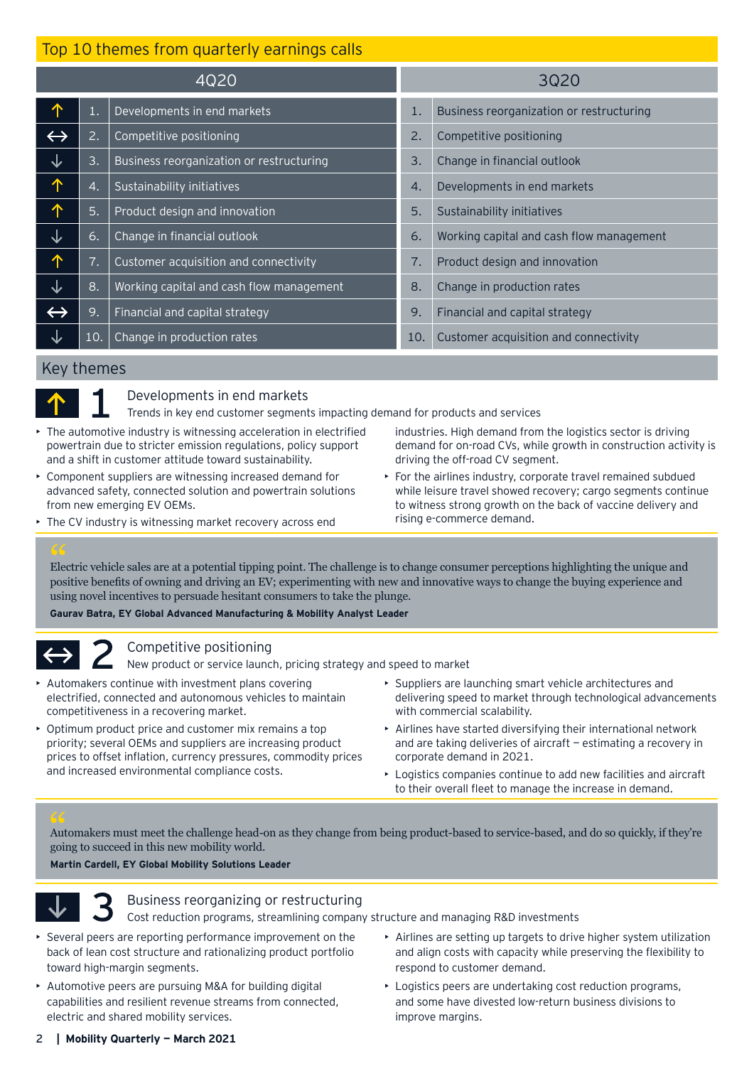## Top 10 themes from quarterly earnings calls

| 4Q20 | | | 3Q20 | |
|---|---|---|---|---|
| ↑ | 1. | Developments in end markets | 1. | Business reorganization or restructuring |
| ↔ | 2. | Competitive positioning | 2. | Competitive positioning |
| ↓ | 3. | Business reorganization or restructuring | 3. | Change in financial outlook |
| ↑ | 4. | Sustainability initiatives | 4. | Developments in end markets |
| ↑ | 5. | Product design and innovation | 5. | Sustainability initiatives |
| ↓ | 6. | Change in financial outlook | 6. | Working capital and cash flow management |
| ↑ | 7. | Customer acquisition and connectivity | 7. | Product design and innovation |
| ↓ | 8. | Working capital and cash flow management | 8. | Change in production rates |
| ↔ | 9. | Financial and capital strategy | 9. | Financial and capital strategy |
| ↓ | 10. | Change in production rates | 10. | Customer acquisition and connectivity |

## Key themes

### ↑ 1 Developments in end markets

Trends in key end customer segments impacting demand for products and services

- The automotive industry is witnessing acceleration in electrified powertrain due to stricter emission regulations, policy support and a shift in customer attitude toward sustainability.
- Component suppliers are witnessing increased demand for advanced safety, connected solution and powertrain solutions from new emerging EV OEMs.
- The CV industry is witnessing market recovery across end industries. High demand from the logistics sector is driving demand for on-road CVs, while growth in construction activity is driving the off-road CV segment.
- For the airlines industry, corporate travel remained subdued while leisure travel showed recovery; cargo segments continue to witness strong growth on the back of vaccine delivery and rising e-commerce demand.

> "Electric vehicle sales are at a potential tipping point. The challenge is to change consumer perceptions highlighting the unique and positive benefits of owning and driving an EV; experimenting with new and innovative ways to change the buying experience and using novel incentives to persuade hesitant consumers to take the plunge.
>
> **Gaurav Batra, EY Global Advanced Manufacturing & Mobility Analyst Leader**

### ↔ 2 Competitive positioning

New product or service launch, pricing strategy and speed to market

- Automakers continue with investment plans covering electrified, connected and autonomous vehicles to maintain competitiveness in a recovering market.
- Optimum product price and customer mix remains a top priority; several OEMs and suppliers are increasing product prices to offset inflation, currency pressures, commodity prices and increased environmental compliance costs.
- Suppliers are launching smart vehicle architectures and delivering speed to market through technological advancements with commercial scalability.
- Airlines have started diversifying their international network and are taking deliveries of aircraft – estimating a recovery in corporate demand in 2021.
- Logistics companies continue to add new facilities and aircraft to their overall fleet to manage the increase in demand.

> "Automakers must meet the challenge head-on as they change from being product-based to service-based, and do so quickly, if they're going to succeed in this new mobility world.
>
> **Martin Cardell, EY Global Mobility Solutions Leader**

### ↓ 3 Business reorganizing or restructuring

Cost reduction programs, streamlining company structure and managing R&D investments

- Several peers are reporting performance improvement on the back of lean cost structure and rationalizing product portfolio toward high-margin segments.
- Automotive peers are pursuing M&A for building digital capabilities and resilient revenue streams from connected, electric and shared mobility services.
- Airlines are setting up targets to drive higher system utilization and align costs with capacity while preserving the flexibility to respond to customer demand.
- Logistics peers are undertaking cost reduction programs, and some have divested low-return business divisions to improve margins.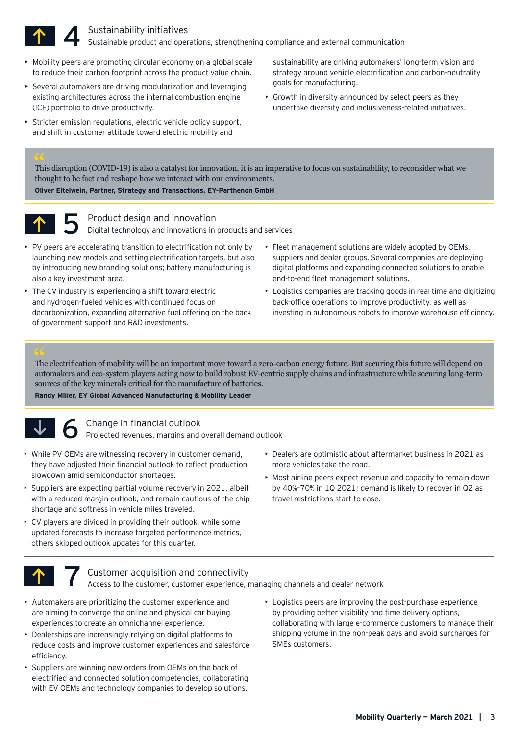## 4 Sustainability initiatives

Sustainable product and operations, strengthening compliance and external communication

- Mobility peers are promoting circular economy on a global scale to reduce their carbon footprint across the product value chain.
- Several automakers are driving modularization and leveraging existing architectures across the internal combustion engine (ICE) portfolio to drive productivity.
- Stricter emission regulations, electric vehicle policy support, and shift in customer attitude toward electric mobility and sustainability are driving automakers' long-term vision and strategy around vehicle electrification and carbon-neutrality goals for manufacturing.
- Growth in diversity announced by select peers as they undertake diversity and inclusiveness-related initiatives.

> This disruption (COVID-19) is also a catalyst for innovation, it is an imperative to focus on sustainability, to reconsider what we thought to be fact and reshape how we interact with our environments.
>
> **Oliver Eitelwein, Partner, Strategy and Transactions, EY-Parthenon GmbH**

## 5 Product design and innovation

Digital technology and innovations in products and services

- PV peers are accelerating transition to electrification not only by launching new models and setting electrification targets, but also by introducing new branding solutions; battery manufacturing is also a key investment area.
- The CV industry is experiencing a shift toward electric and hydrogen-fueled vehicles with continued focus on decarbonization, expanding alternative fuel offering on the back of government support and R&D investments.
- Fleet management solutions are widely adopted by OEMs, suppliers and dealer groups. Several companies are deploying digital platforms and expanding connected solutions to enable end-to-end fleet management solutions.
- Logistics companies are tracking goods in real time and digitizing back-office operations to improve productivity, as well as investing in autonomous robots to improve warehouse efficiency.

> The electrification of mobility will be an important move toward a zero-carbon energy future. But securing this future will depend on automakers and eco-system players acting now to build robust EV-centric supply chains and infrastructure while securing long-term sources of the key minerals critical for the manufacture of batteries.
>
> **Randy Miller, EY Global Advanced Manufacturing & Mobility Leader**

## 6 Change in financial outlook

Projected revenues, margins and overall demand outlook

- While PV OEMs are witnessing recovery in customer demand, they have adjusted their financial outlook to reflect production slowdown amid semiconductor shortages.
- Suppliers are expecting partial volume recovery in 2021, albeit with a reduced margin outlook, and remain cautious of the chip shortage and softness in vehicle miles traveled.
- CV players are divided in providing their outlook, while some updated forecasts to increase targeted performance metrics, others skipped outlook updates for this quarter.
- Dealers are optimistic about aftermarket business in 2021 as more vehicles take the road.
- Most airline peers expect revenue and capacity to remain down by 40%–70% in 1Q 2021; demand is likely to recover in Q2 as travel restrictions start to ease.

## 7 Customer acquisition and connectivity

Access to the customer, customer experience, managing channels and dealer network

- Automakers are prioritizing the customer experience and are aiming to converge the online and physical car buying experiences to create an omnichannel experience.
- Dealerships are increasingly relying on digital platforms to reduce costs and improve customer experiences and salesforce efficiency.
- Suppliers are winning new orders from OEMs on the back of electrified and connected solution competencies, collaborating with EV OEMs and technology companies to develop solutions.
- Logistics peers are improving the post-purchase experience by providing better visibility and time delivery options, collaborating with large e-commerce customers to manage their shipping volume in the non-peak days and avoid surcharges for SMEs customers.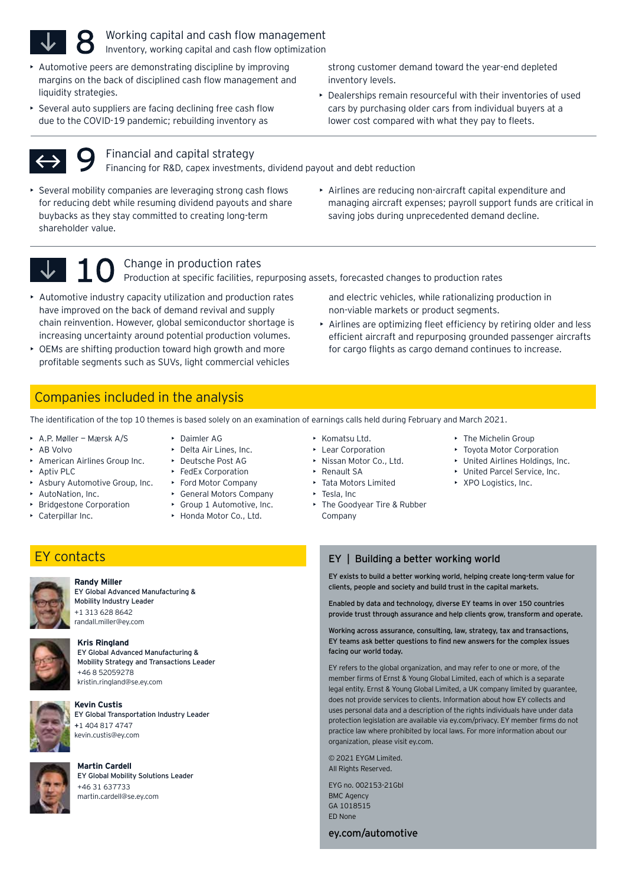## 8 Working capital and cash flow management

Inventory, working capital and cash flow optimization

- Automotive peers are demonstrating discipline by improving margins on the back of disciplined cash flow management and liquidity strategies.
- Several auto suppliers are facing declining free cash flow due to the COVID-19 pandemic; rebuilding inventory as strong customer demand toward the year-end depleted inventory levels.
- Dealerships remain resourceful with their inventories of used cars by purchasing older cars from individual buyers at a lower cost compared with what they pay to fleets.

## 9 Financial and capital strategy

Financing for R&D, capex investments, dividend payout and debt reduction

- Several mobility companies are leveraging strong cash flows for reducing debt while resuming dividend payouts and share buybacks as they stay committed to creating long-term shareholder value.
- Airlines are reducing non-aircraft capital expenditure and managing aircraft expenses; payroll support funds are critical in saving jobs during unprecedented demand decline.

## 10 Change in production rates

Production at specific facilities, repurposing assets, forecasted changes to production rates

- Automotive industry capacity utilization and production rates have improved on the back of demand revival and supply chain reinvention. However, global semiconductor shortage is increasing uncertainty around potential production volumes.
- OEMs are shifting production toward high growth and more profitable segments such as SUVs, light commercial vehicles and electric vehicles, while rationalizing production in non-viable markets or product segments.
- Airlines are optimizing fleet efficiency by retiring older and less efficient aircraft and repurposing grounded passenger aircrafts for cargo flights as cargo demand continues to increase.

## Companies included in the analysis

The identification of the top 10 themes is based solely on an examination of earnings calls held during February and March 2021.

- A.P. Møller – Mærsk A/S
- AB Volvo
- American Airlines Group Inc.
- Aptiv PLC
- Asbury Automotive Group, Inc.
- AutoNation, Inc.
- Bridgestone Corporation
- Caterpillar Inc.
- Daimler AG
- Delta Air Lines, Inc.
- Deutsche Post AG
- FedEx Corporation
- Ford Motor Company
- General Motors Company
- Group 1 Automotive, Inc.
- Honda Motor Co., Ltd.
- Komatsu Ltd.
- Lear Corporation
- Nissan Motor Co., Ltd.
- Renault SA
- Tata Motors Limited
- Tesla, Inc
- The Goodyear Tire & Rubber Company
- The Michelin Group
- Toyota Motor Corporation
- United Airlines Holdings, Inc.
- United Parcel Service, Inc.
- XPO Logistics, Inc.

## EY contacts

**Randy Miller**
EY Global Advanced Manufacturing & Mobility Industry Leader
+1 313 628 8642
randall.miller@ey.com

**Kris Ringland**
EY Global Advanced Manufacturing & Mobility Strategy and Transactions Leader
+46 8 52059278
kristin.ringland@se.ey.com

**Kevin Custis**
EY Global Transportation Industry Leader
+1 404 817 4747
kevin.custis@ey.com

**Martin Cardell**
EY Global Mobility Solutions Leader
+46 31 637733
martin.cardell@se.ey.com

## EY | Building a better working world

**EY exists to build a better working world, helping create long-term value for clients, people and society and build trust in the capital markets.**

**Enabled by data and technology, diverse EY teams in over 150 countries provide trust through assurance and help clients grow, transform and operate.**

**Working across assurance, consulting, law, strategy, tax and transactions, EY teams ask better questions to find new answers for the complex issues facing our world today.**

EY refers to the global organization, and may refer to one or more, of the member firms of Ernst & Young Global Limited, each of which is a separate legal entity. Ernst & Young Global Limited, a UK company limited by guarantee, does not provide services to clients. Information about how EY collects and uses personal data and a description of the rights individuals have under data protection legislation are available via ey.com/privacy. EY member firms do not practice law where prohibited by local laws. For more information about our organization, please visit ey.com.

© 2021 EYGM Limited.
All Rights Reserved.

EYG no. 002153-21Gbl
BMC Agency
GA 1018515
ED None

**ey.com/automotive**